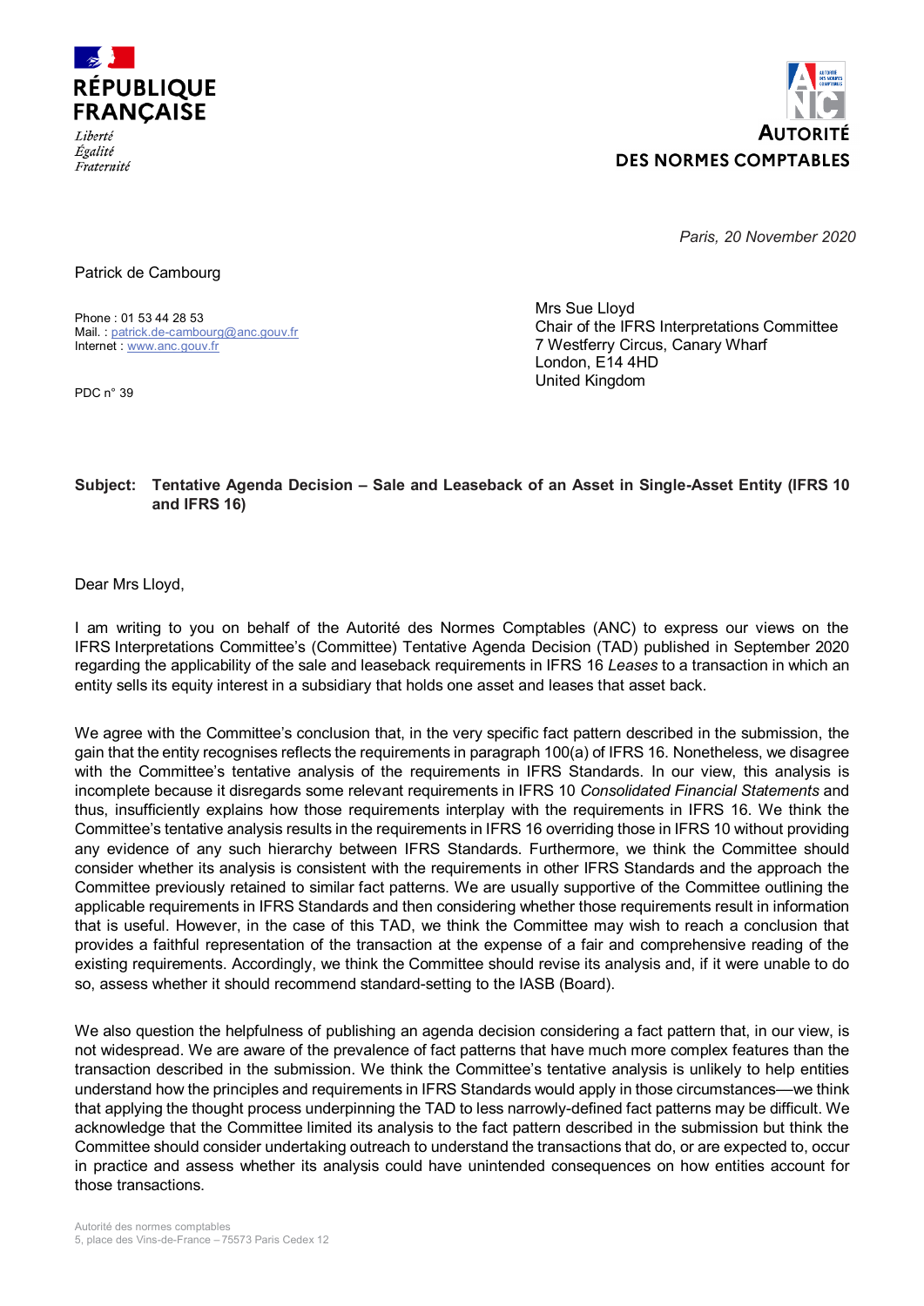**RÉPUBLIQUE FRANÇAISE**

*Liberté*
*Égalité*
*Fraternité*

**AUTORITÉ DES NORMES COMPTABLES**

*Paris, 20 November 2020*

Patrick de Cambourg

Phone : 01 53 44 28 53
Mail. : patrick.de-cambourg@anc.gouv.fr
Internet : www.anc.gouv.fr

PDC n° 39

Mrs Sue Lloyd
Chair of the IFRS Interpretations Committee
7 Westferry Circus, Canary Wharf
London, E14 4HD
United Kingdom

**Subject: Tentative Agenda Decision – Sale and Leaseback of an Asset in Single-Asset Entity (IFRS 10 and IFRS 16)**

Dear Mrs Lloyd,

I am writing to you on behalf of the Autorité des Normes Comptables (ANC) to express our views on the IFRS Interpretations Committee's (Committee) Tentative Agenda Decision (TAD) published in September 2020 regarding the applicability of the sale and leaseback requirements in IFRS 16 *Leases* to a transaction in which an entity sells its equity interest in a subsidiary that holds one asset and leases that asset back.

We agree with the Committee's conclusion that, in the very specific fact pattern described in the submission, the gain that the entity recognises reflects the requirements in paragraph 100(a) of IFRS 16. Nonetheless, we disagree with the Committee's tentative analysis of the requirements in IFRS Standards. In our view, this analysis is incomplete because it disregards some relevant requirements in IFRS 10 *Consolidated Financial Statements* and thus, insufficiently explains how those requirements interplay with the requirements in IFRS 16. We think the Committee's tentative analysis results in the requirements in IFRS 16 overriding those in IFRS 10 without providing any evidence of any such hierarchy between IFRS Standards. Furthermore, we think the Committee should consider whether its analysis is consistent with the requirements in other IFRS Standards and the approach the Committee previously retained to similar fact patterns. We are usually supportive of the Committee outlining the applicable requirements in IFRS Standards and then considering whether those requirements result in information that is useful. However, in the case of this TAD, we think the Committee may wish to reach a conclusion that provides a faithful representation of the transaction at the expense of a fair and comprehensive reading of the existing requirements. Accordingly, we think the Committee should revise its analysis and, if it were unable to do so, assess whether it should recommend standard-setting to the IASB (Board).

We also question the helpfulness of publishing an agenda decision considering a fact pattern that, in our view, is not widespread. We are aware of the prevalence of fact patterns that have much more complex features than the transaction described in the submission. We think the Committee's tentative analysis is unlikely to help entities understand how the principles and requirements in IFRS Standards would apply in those circumstances—we think that applying the thought process underpinning the TAD to less narrowly-defined fact patterns may be difficult. We acknowledge that the Committee limited its analysis to the fact pattern described in the submission but think the Committee should consider undertaking outreach to understand the transactions that do, or are expected to, occur in practice and assess whether its analysis could have unintended consequences on how entities account for those transactions.

Autorité des normes comptables
5, place des Vins-de-France – 75573 Paris Cedex 12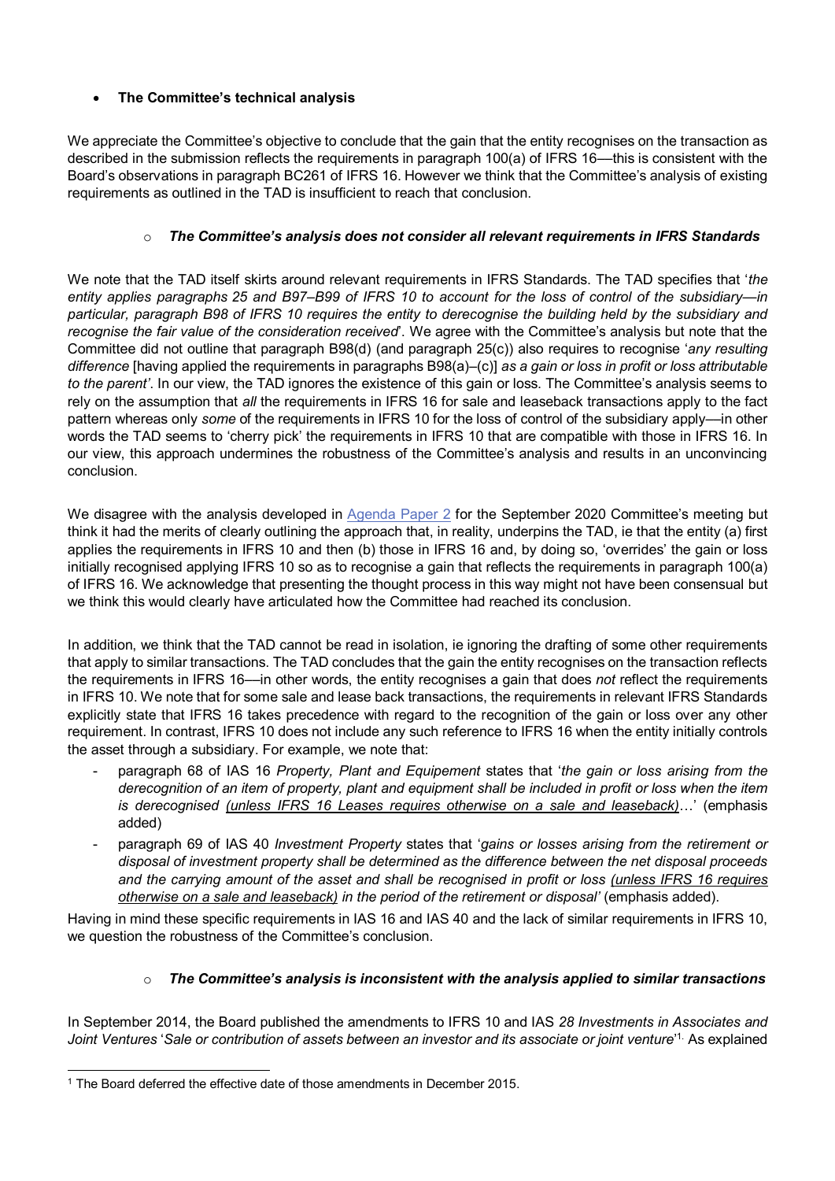- **The Committee's technical analysis**

We appreciate the Committee's objective to conclude that the gain that the entity recognises on the transaction as described in the submission reflects the requirements in paragraph 100(a) of IFRS 16—this is consistent with the Board's observations in paragraph BC261 of IFRS 16. However we think that the Committee's analysis of existing requirements as outlined in the TAD is insufficient to reach that conclusion.

- ***The Committee's analysis does not consider all relevant requirements in IFRS Standards***

We note that the TAD itself skirts around relevant requirements in IFRS Standards. The TAD specifies that '*the entity applies paragraphs 25 and B97–B99 of IFRS 10 to account for the loss of control of the subsidiary—in particular, paragraph B98 of IFRS 10 requires the entity to derecognise the building held by the subsidiary and recognise the fair value of the consideration received*'. We agree with the Committee's analysis but note that the Committee did not outline that paragraph B98(d) (and paragraph 25(c)) also requires to recognise '*any resulting difference* [having applied the requirements in paragraphs B98(a)–(c)] *as a gain or loss in profit or loss attributable to the parent'*. In our view, the TAD ignores the existence of this gain or loss. The Committee's analysis seems to rely on the assumption that *all* the requirements in IFRS 16 for sale and leaseback transactions apply to the fact pattern whereas only *some* of the requirements in IFRS 10 for the loss of control of the subsidiary apply—in other words the TAD seems to 'cherry pick' the requirements in IFRS 10 that are compatible with those in IFRS 16. In our view, this approach undermines the robustness of the Committee's analysis and results in an unconvincing conclusion.

We disagree with the analysis developed in Agenda Paper 2 for the September 2020 Committee's meeting but think it had the merits of clearly outlining the approach that, in reality, underpins the TAD, ie that the entity (a) first applies the requirements in IFRS 10 and then (b) those in IFRS 16 and, by doing so, 'overrides' the gain or loss initially recognised applying IFRS 10 so as to recognise a gain that reflects the requirements in paragraph 100(a) of IFRS 16. We acknowledge that presenting the thought process in this way might not have been consensual but we think this would clearly have articulated how the Committee had reached its conclusion.

In addition, we think that the TAD cannot be read in isolation, ie ignoring the drafting of some other requirements that apply to similar transactions. The TAD concludes that the gain the entity recognises on the transaction reflects the requirements in IFRS 16—in other words, the entity recognises a gain that does *not* reflect the requirements in IFRS 10. We note that for some sale and lease back transactions, the requirements in relevant IFRS Standards explicitly state that IFRS 16 takes precedence with regard to the recognition of the gain or loss over any other requirement. In contrast, IFRS 10 does not include any such reference to IFRS 16 when the entity initially controls the asset through a subsidiary. For example, we note that:

- paragraph 68 of IAS 16 *Property, Plant and Equipement* states that '*the gain or loss arising from the derecognition of an item of property, plant and equipment shall be included in profit or loss when the item is derecognised (unless IFRS 16 Leases requires otherwise on a sale and leaseback)…*' (emphasis added)
- paragraph 69 of IAS 40 *Investment Property* states that '*gains or losses arising from the retirement or disposal of investment property shall be determined as the difference between the net disposal proceeds and the carrying amount of the asset and shall be recognised in profit or loss (unless IFRS 16 requires otherwise on a sale and leaseback) in the period of the retirement or disposal'* (emphasis added).

Having in mind these specific requirements in IAS 16 and IAS 40 and the lack of similar requirements in IFRS 10, we question the robustness of the Committee's conclusion.

- ***The Committee's analysis is inconsistent with the analysis applied to similar transactions***

In September 2014, the Board published the amendments to IFRS 10 and IAS *28 Investments in Associates and Joint Ventures* '*Sale or contribution of assets between an investor and its associate or joint venture*'[1]. As explained

[1] The Board deferred the effective date of those amendments in December 2015.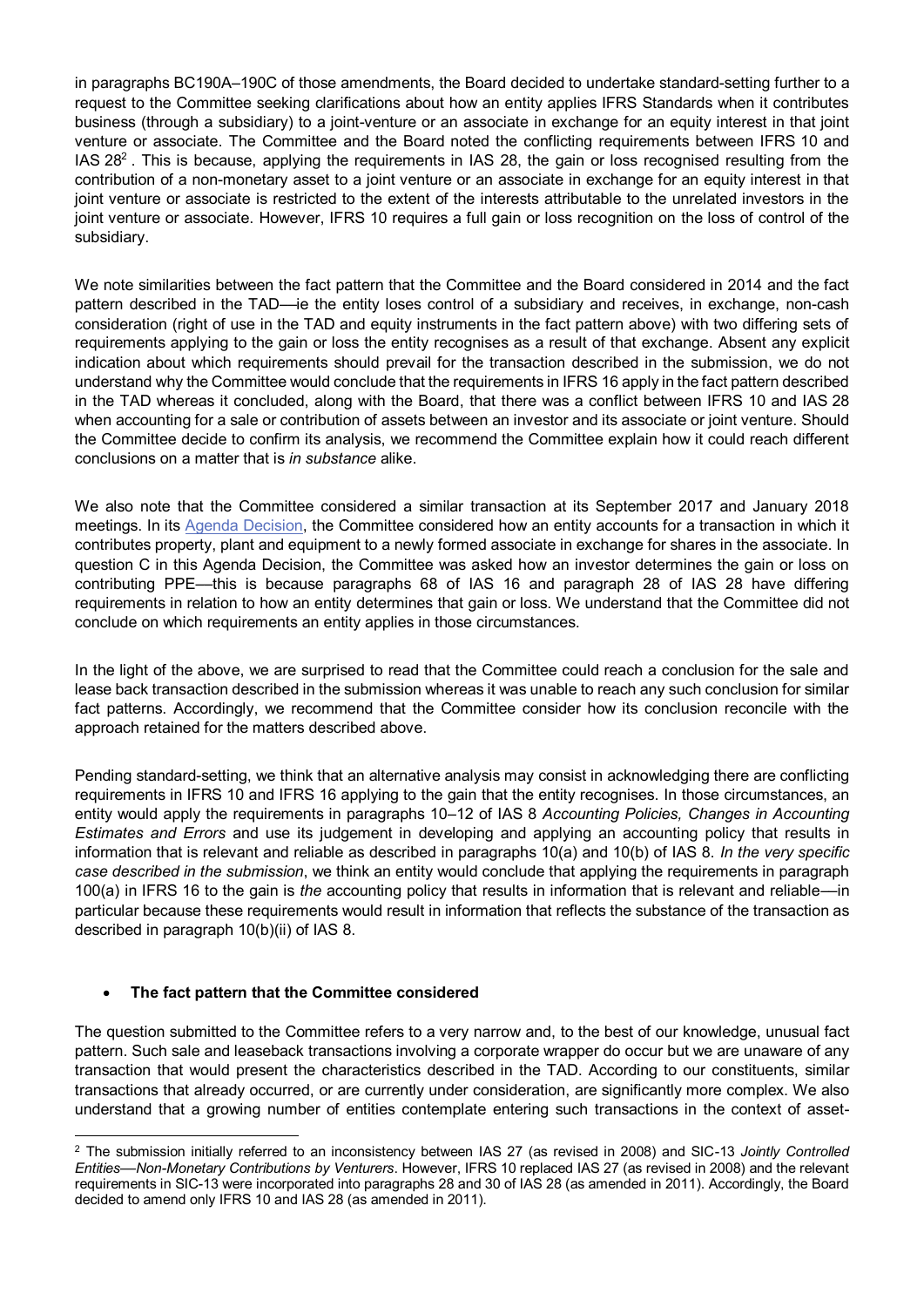in paragraphs BC190A–190C of those amendments, the Board decided to undertake standard-setting further to a request to the Committee seeking clarifications about how an entity applies IFRS Standards when it contributes business (through a subsidiary) to a joint-venture or an associate in exchange for an equity interest in that joint venture or associate. The Committee and the Board noted the conflicting requirements between IFRS 10 and IAS 28[2] . This is because, applying the requirements in IAS 28, the gain or loss recognised resulting from the contribution of a non-monetary asset to a joint venture or an associate in exchange for an equity interest in that joint venture or associate is restricted to the extent of the interests attributable to the unrelated investors in the joint venture or associate. However, IFRS 10 requires a full gain or loss recognition on the loss of control of the subsidiary.

We note similarities between the fact pattern that the Committee and the Board considered in 2014 and the fact pattern described in the TAD—ie the entity loses control of a subsidiary and receives, in exchange, non-cash consideration (right of use in the TAD and equity instruments in the fact pattern above) with two differing sets of requirements applying to the gain or loss the entity recognises as a result of that exchange. Absent any explicit indication about which requirements should prevail for the transaction described in the submission, we do not understand why the Committee would conclude that the requirements in IFRS 16 apply in the fact pattern described in the TAD whereas it concluded, along with the Board, that there was a conflict between IFRS 10 and IAS 28 when accounting for a sale or contribution of assets between an investor and its associate or joint venture. Should the Committee decide to confirm its analysis, we recommend the Committee explain how it could reach different conclusions on a matter that is *in substance* alike.

We also note that the Committee considered a similar transaction at its September 2017 and January 2018 meetings. In its Agenda Decision, the Committee considered how an entity accounts for a transaction in which it contributes property, plant and equipment to a newly formed associate in exchange for shares in the associate. In question C in this Agenda Decision, the Committee was asked how an investor determines the gain or loss on contributing PPE—this is because paragraphs 68 of IAS 16 and paragraph 28 of IAS 28 have differing requirements in relation to how an entity determines that gain or loss. We understand that the Committee did not conclude on which requirements an entity applies in those circumstances.

In the light of the above, we are surprised to read that the Committee could reach a conclusion for the sale and lease back transaction described in the submission whereas it was unable to reach any such conclusion for similar fact patterns. Accordingly, we recommend that the Committee consider how its conclusion reconcile with the approach retained for the matters described above.

Pending standard-setting, we think that an alternative analysis may consist in acknowledging there are conflicting requirements in IFRS 10 and IFRS 16 applying to the gain that the entity recognises. In those circumstances, an entity would apply the requirements in paragraphs 10–12 of IAS 8 *Accounting Policies, Changes in Accounting Estimates and Errors* and use its judgement in developing and applying an accounting policy that results in information that is relevant and reliable as described in paragraphs 10(a) and 10(b) of IAS 8. *In the very specific case described in the submission*, we think an entity would conclude that applying the requirements in paragraph 100(a) in IFRS 16 to the gain is *the* accounting policy that results in information that is relevant and reliable—in particular because these requirements would result in information that reflects the substance of the transaction as described in paragraph 10(b)(ii) of IAS 8.

- **The fact pattern that the Committee considered**

The question submitted to the Committee refers to a very narrow and, to the best of our knowledge, unusual fact pattern. Such sale and leaseback transactions involving a corporate wrapper do occur but we are unaware of any transaction that would present the characteristics described in the TAD. According to our constituents, similar transactions that already occurred, or are currently under consideration, are significantly more complex. We also understand that a growing number of entities contemplate entering such transactions in the context of asset-

[2] The submission initially referred to an inconsistency between IAS 27 (as revised in 2008) and SIC-13 *Jointly Controlled Entities—Non-Monetary Contributions by Venturers*. However, IFRS 10 replaced IAS 27 (as revised in 2008) and the relevant requirements in SIC-13 were incorporated into paragraphs 28 and 30 of IAS 28 (as amended in 2011). Accordingly, the Board decided to amend only IFRS 10 and IAS 28 (as amended in 2011).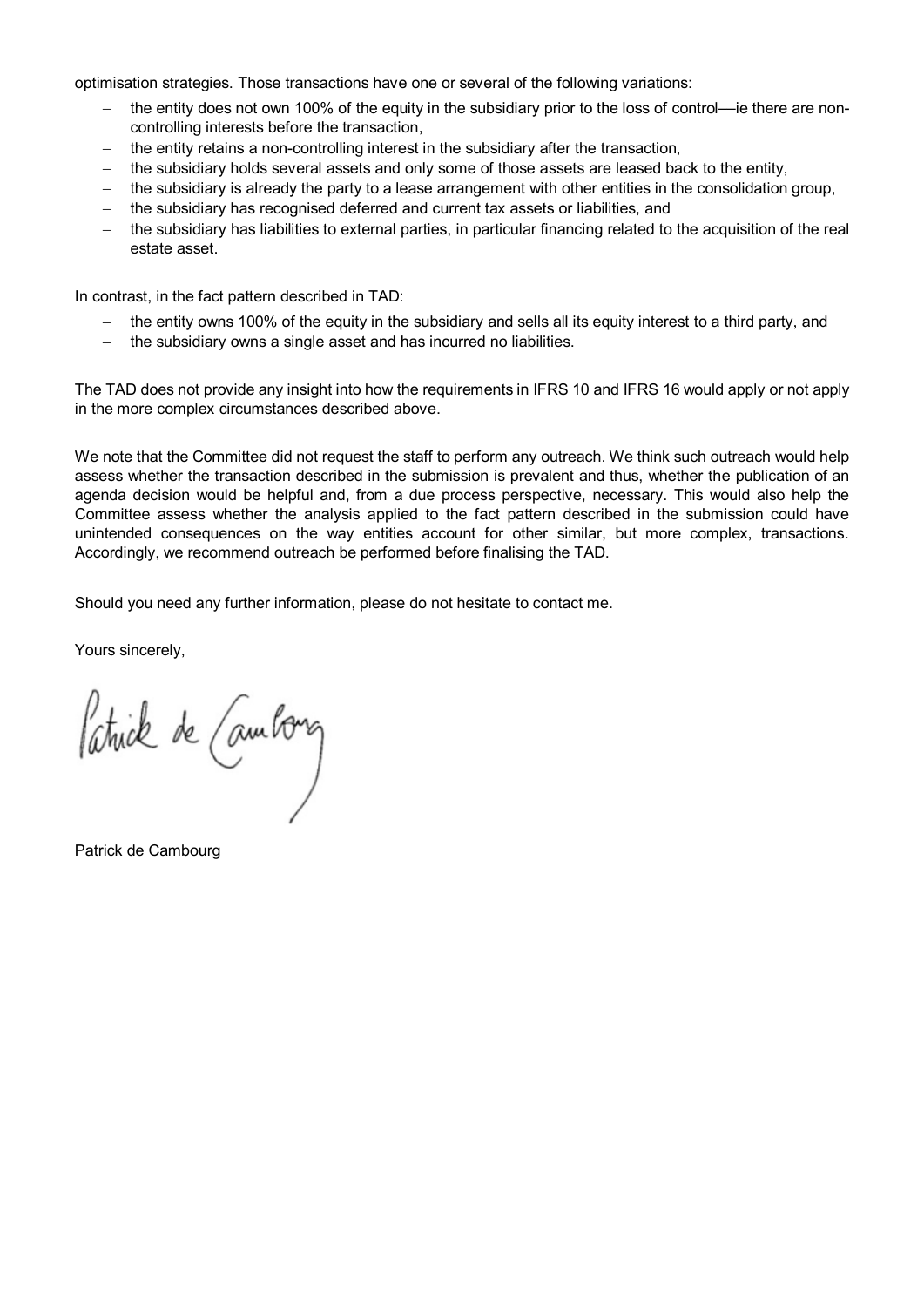optimisation strategies. Those transactions have one or several of the following variations:

- the entity does not own 100% of the equity in the subsidiary prior to the loss of control—ie there are non-controlling interests before the transaction,
- the entity retains a non-controlling interest in the subsidiary after the transaction,
- the subsidiary holds several assets and only some of those assets are leased back to the entity,
- the subsidiary is already the party to a lease arrangement with other entities in the consolidation group,
- the subsidiary has recognised deferred and current tax assets or liabilities, and
- the subsidiary has liabilities to external parties, in particular financing related to the acquisition of the real estate asset.

In contrast, in the fact pattern described in TAD:

- the entity owns 100% of the equity in the subsidiary and sells all its equity interest to a third party, and
- the subsidiary owns a single asset and has incurred no liabilities.

The TAD does not provide any insight into how the requirements in IFRS 10 and IFRS 16 would apply or not apply in the more complex circumstances described above.

We note that the Committee did not request the staff to perform any outreach. We think such outreach would help assess whether the transaction described in the submission is prevalent and thus, whether the publication of an agenda decision would be helpful and, from a due process perspective, necessary. This would also help the Committee assess whether the analysis applied to the fact pattern described in the submission could have unintended consequences on the way entities account for other similar, but more complex, transactions. Accordingly, we recommend outreach be performed before finalising the TAD.

Should you need any further information, please do not hesitate to contact me.

Yours sincerely,

Patrick de Cambourg